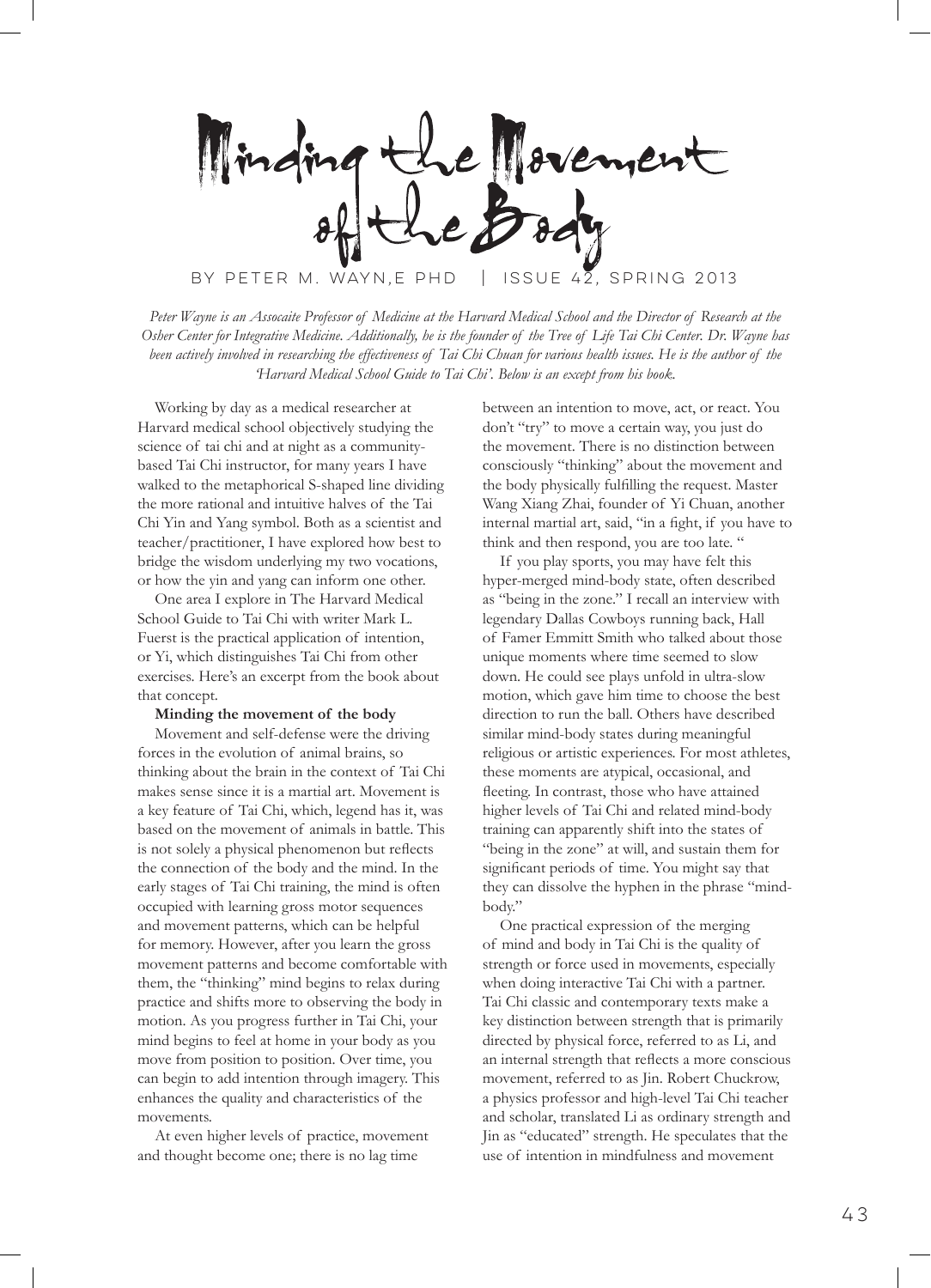# Minding the Movement of the Body

BY PETER M. WAYN,E PHD | ISSUE 42, SPRING 2013

*Peter Wayne is an Assocaite Professor of Medicine at the Harvard Medical School and the Director of Research at the Osher Center for Integrative Medicine. Additionally, he is the founder of the Tree of Life Tai Chi Center. Dr. Wayne has been actively involved in researching the effectiveness of Tai Chi Chuan for various health issues. He is the author of the 'Harvard Medical School Guide to Tai Chi'. Below is an except from his book.*

Working by day as a medical researcher at Harvard medical school objectively studying the science of tai chi and at night as a community-based Tai Chi instructor, for many years I have walked to the metaphorical S-shaped line dividing the more rational and intuitive halves of the Tai Chi Yin and Yang symbol. Both as a scientist and teacher/practitioner, I have explored how best to bridge the wisdom underlying my two vocations, or how the yin and yang can inform one other.

One area I explore in The Harvard Medical School Guide to Tai Chi with writer Mark L. Fuerst is the practical application of intention, or Yi, which distinguishes Tai Chi from other exercises. Here's an excerpt from the book about that concept.

**Minding the movement of the body**

Movement and self-defense were the driving forces in the evolution of animal brains, so thinking about the brain in the context of Tai Chi makes sense since it is a martial art. Movement is a key feature of Tai Chi, which, legend has it, was based on the movement of animals in battle. This is not solely a physical phenomenon but reflects the connection of the body and the mind. In the early stages of Tai Chi training, the mind is often occupied with learning gross motor sequences and movement patterns, which can be helpful for memory. However, after you learn the gross movement patterns and become comfortable with them, the "thinking" mind begins to relax during practice and shifts more to observing the body in motion. As you progress further in Tai Chi, your mind begins to feel at home in your body as you move from position to position. Over time, you can begin to add intention through imagery. This enhances the quality and characteristics of the movements.

At even higher levels of practice, movement and thought become one; there is no lag time between an intention to move, act, or react. You don't "try" to move a certain way, you just do the movement. There is no distinction between consciously "thinking" about the movement and the body physically fulfilling the request. Master Wang Xiang Zhai, founder of Yi Chuan, another internal martial art, said, "in a fight, if you have to think and then respond, you are too late. "

If you play sports, you may have felt this hyper-merged mind-body state, often described as "being in the zone." I recall an interview with legendary Dallas Cowboys running back, Hall of Famer Emmitt Smith who talked about those unique moments where time seemed to slow down. He could see plays unfold in ultra-slow motion, which gave him time to choose the best direction to run the ball. Others have described similar mind-body states during meaningful religious or artistic experiences. For most athletes, these moments are atypical, occasional, and fleeting. In contrast, those who have attained higher levels of Tai Chi and related mind-body training can apparently shift into the states of "being in the zone" at will, and sustain them for significant periods of time. You might say that they can dissolve the hyphen in the phrase "mind-body."

One practical expression of the merging of mind and body in Tai Chi is the quality of strength or force used in movements, especially when doing interactive Tai Chi with a partner. Tai Chi classic and contemporary texts make a key distinction between strength that is primarily directed by physical force, referred to as Li, and an internal strength that reflects a more conscious movement, referred to as Jin. Robert Chuckrow, a physics professor and high-level Tai Chi teacher and scholar, translated Li as ordinary strength and Jin as "educated" strength. He speculates that the use of intention in mindfulness and movement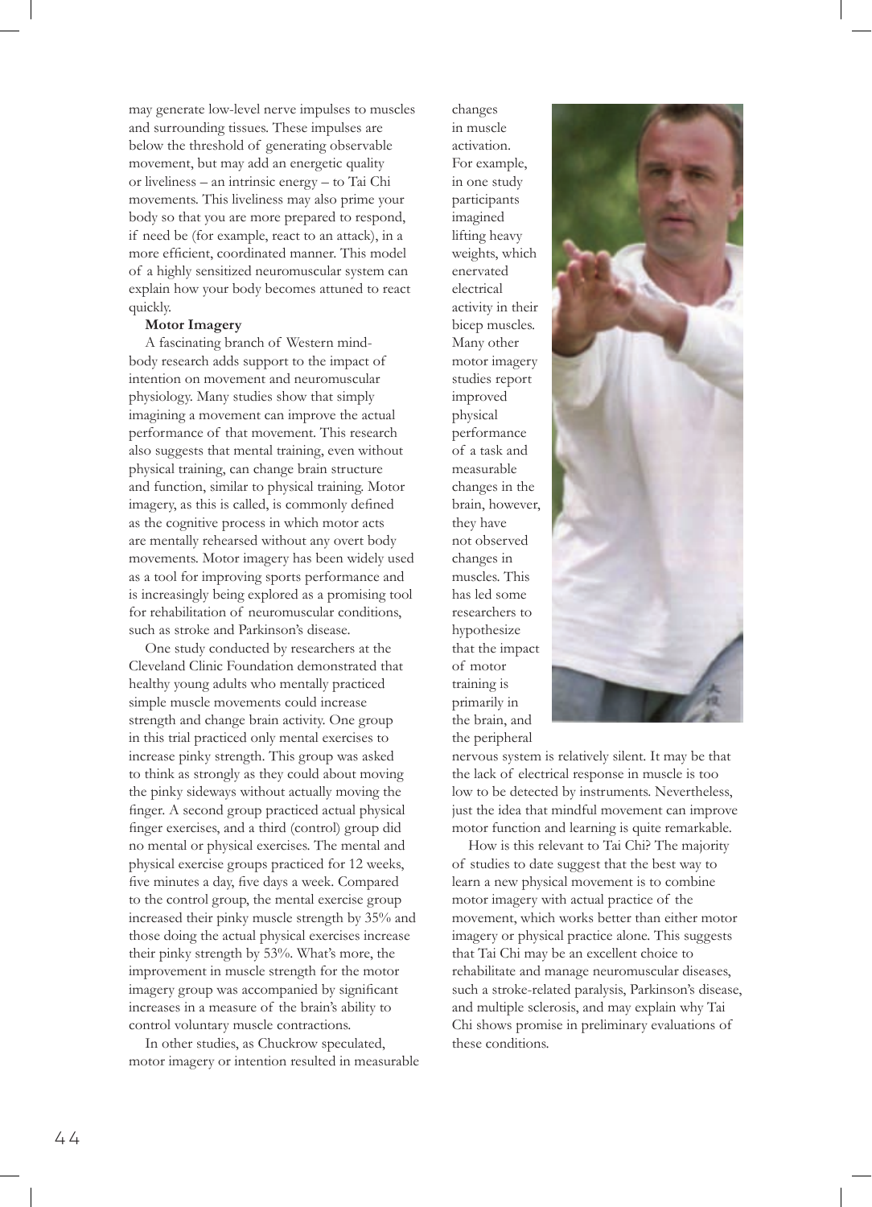may generate low-level nerve impulses to muscles and surrounding tissues. These impulses are below the threshold of generating observable movement, but may add an energetic quality or liveliness – an intrinsic energy – to Tai Chi movements. This liveliness may also prime your body so that you are more prepared to respond, if need be (for example, react to an attack), in a more efficient, coordinated manner. This model of a highly sensitized neuromuscular system can explain how your body becomes attuned to react quickly.

**Motor Imagery**

A fascinating branch of Western mind-body research adds support to the impact of intention on movement and neuromuscular physiology. Many studies show that simply imagining a movement can improve the actual performance of that movement. This research also suggests that mental training, even without physical training, can change brain structure and function, similar to physical training. Motor imagery, as this is called, is commonly defined as the cognitive process in which motor acts are mentally rehearsed without any overt body movements. Motor imagery has been widely used as a tool for improving sports performance and is increasingly being explored as a promising tool for rehabilitation of neuromuscular conditions, such as stroke and Parkinson's disease.

One study conducted by researchers at the Cleveland Clinic Foundation demonstrated that healthy young adults who mentally practiced simple muscle movements could increase strength and change brain activity. One group in this trial practiced only mental exercises to increase pinky strength. This group was asked to think as strongly as they could about moving the pinky sideways without actually moving the finger. A second group practiced actual physical finger exercises, and a third (control) group did no mental or physical exercises. The mental and physical exercise groups practiced for 12 weeks, five minutes a day, five days a week. Compared to the control group, the mental exercise group increased their pinky muscle strength by 35% and those doing the actual physical exercises increase their pinky strength by 53%. What's more, the improvement in muscle strength for the motor imagery group was accompanied by significant increases in a measure of the brain's ability to control voluntary muscle contractions.

In other studies, as Chuckrow speculated, motor imagery or intention resulted in measurable changes in muscle activation. For example, in one study participants imagined lifting heavy weights, which enervated electrical activity in their bicep muscles. Many other motor imagery studies report improved physical performance of a task and measurable changes in the brain, however, they have not observed changes in muscles. This has led some researchers to hypothesize that the impact of motor training is primarily in the brain, and the peripheral nervous system is relatively silent. It may be that the lack of electrical response in muscle is too low to be detected by instruments. Nevertheless, just the idea that mindful movement can improve motor function and learning is quite remarkable.

How is this relevant to Tai Chi? The majority of studies to date suggest that the best way to learn a new physical movement is to combine motor imagery with actual practice of the movement, which works better than either motor imagery or physical practice alone. This suggests that Tai Chi may be an excellent choice to rehabilitate and manage neuromuscular diseases, such a stroke-related paralysis, Parkinson's disease, and multiple sclerosis, and may explain why Tai Chi shows promise in preliminary evaluations of these conditions.